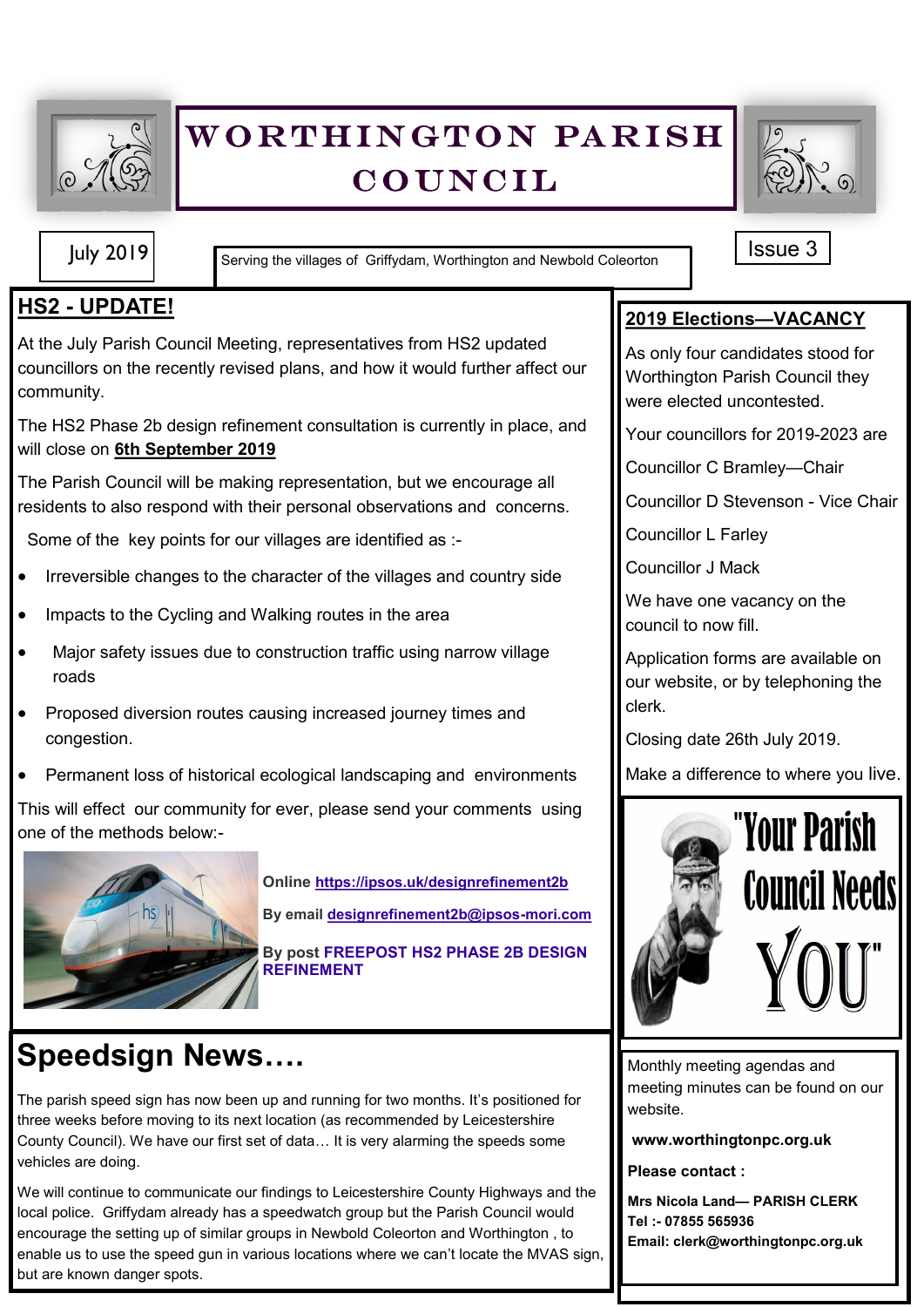# WORTHINGTON PARISH COUNCIL

July 2019

Serving the villages of Griffydam, Worthington and Newbold Coleorton

Issue 3

## HS2 - UPDATE!

At the July Parish Council Meeting, representatives from HS2 updated councillors on the recently revised plans, and how it would further affect our community.

The HS2 Phase 2b design refinement consultation is currently in place, and will close on **6th September 2019**

The Parish Council will be making representation, but we encourage all residents to also respond with their personal observations and concerns.

Some of the key points for our villages are identified as :-

- Irreversible changes to the character of the villages and country side
- Impacts to the Cycling and Walking routes in the area
- Major safety issues due to construction traffic using narrow village roads
- Proposed diversion routes causing increased journey times and congestion.
- Permanent loss of historical ecological landscaping and environments

This will effect our community for ever, please send your comments using one of the methods below:-

**Online** https://ipsos.uk/designrefinement2b

**By email** designrefinement2b@ipsos-mori.com

**By post** **FREEPOST HS2 PHASE 2B DESIGN REFINEMENT**

## Speedsign News….

The parish speed sign has now been up and running for two months. It's positioned for three weeks before moving to its next location (as recommended by Leicestershire County Council). We have our first set of data… It is very alarming the speeds some vehicles are doing.

We will continue to communicate our findings to Leicestershire County Highways and the local police. Griffydam already has a speedwatch group but the Parish Council would encourage the setting up of similar groups in Newbold Coleorton and Worthington , to enable us to use the speed gun in various locations where we can't locate the MVAS sign, but are known danger spots.

## 2019 Elections—VACANCY

As only four candidates stood for Worthington Parish Council they were elected uncontested.

Your councillors for 2019-2023 are

Councillor C Bramley—Chair

Councillor D Stevenson - Vice Chair

Councillor L Farley

Councillor J Mack

We have one vacancy on the council to now fill.

Application forms are available on our website, or by telephoning the clerk.

Closing date 26th July 2019.

Make a difference to where you live.

"Your Parish Council Needs YOU"

Monthly meeting agendas and meeting minutes can be found on our website.

**www.worthingtonpc.org.uk**

**Please contact :**

**Mrs Nicola Land— PARISH CLERK**
**Tel :- 07855 565936**
**Email: clerk@worthingtonpc.org.uk**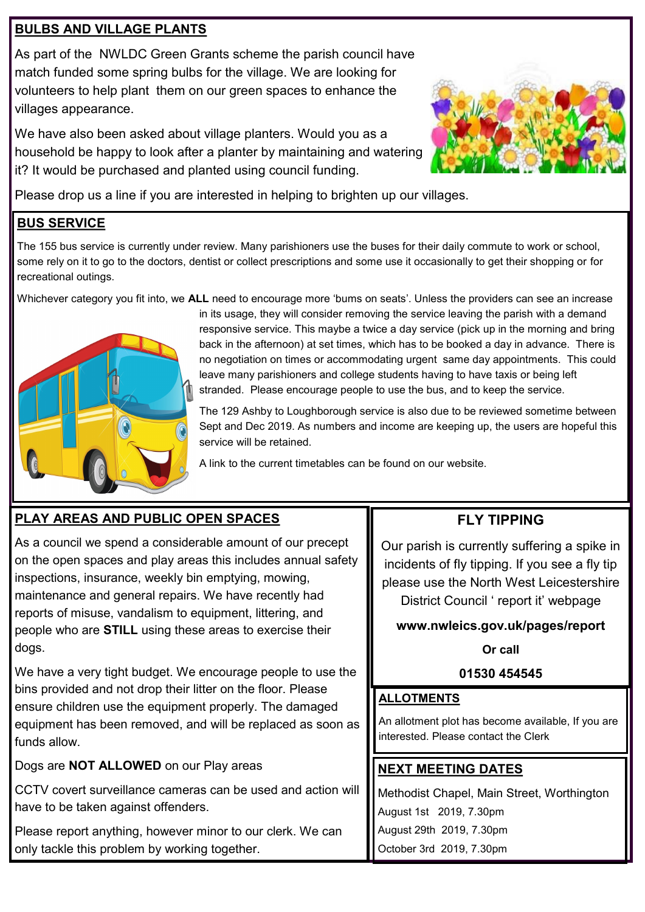## BULBS AND VILLAGE PLANTS

As part of the NWLDC Green Grants scheme the parish council have match funded some spring bulbs for the village. We are looking for volunteers to help plant them on our green spaces to enhance the villages appearance.

We have also been asked about village planters. Would you as a household be happy to look after a planter by maintaining and watering it? It would be purchased and planted using council funding.

Please drop us a line if you are interested in helping to brighten up our villages.

## BUS SERVICE

The 155 bus service is currently under review. Many parishioners use the buses for their daily commute to work or school, some rely on it to go to the doctors, dentist or collect prescriptions and some use it occasionally to get their shopping or for recreational outings.

Whichever category you fit into, we **ALL** need to encourage more 'bums on seats'. Unless the providers can see an increase in its usage, they will consider removing the service leaving the parish with a demand responsive service. This maybe a twice a day service (pick up in the morning and bring back in the afternoon) at set times, which has to be booked a day in advance. There is no negotiation on times or accommodating urgent same day appointments. This could leave many parishioners and college students having to have taxis or being left stranded. Please encourage people to use the bus, and to keep the service.

The 129 Ashby to Loughborough service is also due to be reviewed sometime between Sept and Dec 2019. As numbers and income are keeping up, the users are hopeful this service will be retained.

A link to the current timetables can be found on our website.

## PLAY AREAS AND PUBLIC OPEN SPACES

As a council we spend a considerable amount of our precept on the open spaces and play areas this includes annual safety inspections, insurance, weekly bin emptying, mowing, maintenance and general repairs. We have recently had reports of misuse, vandalism to equipment, littering, and people who are **STILL** using these areas to exercise their dogs.

We have a very tight budget. We encourage people to use the bins provided and not drop their litter on the floor. Please ensure children use the equipment properly. The damaged equipment has been removed, and will be replaced as soon as funds allow.

Dogs are **NOT ALLOWED** on our Play areas

CCTV covert surveillance cameras can be used and action will have to be taken against offenders.

Please report anything, however minor to our clerk. We can only tackle this problem by working together.

## FLY TIPPING

Our parish is currently suffering a spike in incidents of fly tipping. If you see a fly tip please use the North West Leicestershire District Council ' report it' webpage

**www.nwleics.gov.uk/pages/report**

**Or call**

**01530 454545**

## ALLOTMENTS

An allotment plot has become available, If you are interested. Please contact the Clerk

## NEXT MEETING DATES

Methodist Chapel, Main Street, Worthington

August 1st 2019, 7.30pm

August 29th 2019, 7.30pm

October 3rd 2019, 7.30pm